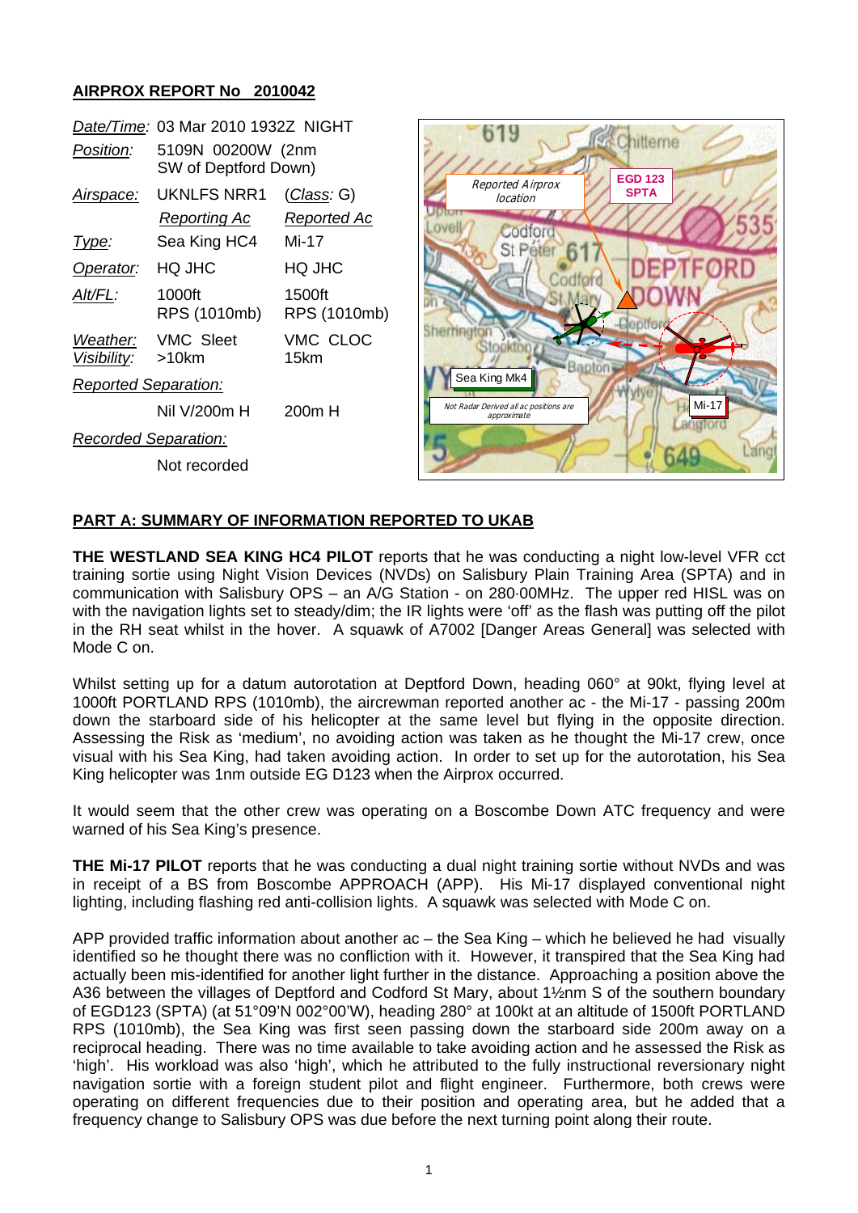## AIRPROX REPORT No 2010042

| | | |
|---|---|---|
| *Date/Time:* | 03 Mar 2010 1932Z NIGHT | |
| *Position:* | 5109N 00200W (2nm SW of Deptford Down) | |
| *Airspace:* | UKNLFS NRR1 | (*Class*: G) |
| | *Reporting Ac* | *Reported Ac* |
| *Type:* | Sea King HC4 | Mi-17 |
| *Operator:* | HQ JHC | HQ JHC |
| *Alt/FL:* | 1000ft RPS (1010mb) | 1500ft RPS (1010mb) |
| *Weather:* | VMC Sleet | VMC CLOC |
| *Visibility:* | >10km | 15km |
| *Reported Separation:* | | |
| | Nil V/200m H | 200m H |
| *Recorded Separation:* | | |
| | Not recorded | |

## PART A: SUMMARY OF INFORMATION REPORTED TO UKAB

**THE WESTLAND SEA KING HC4 PILOT** reports that he was conducting a night low-level VFR cct training sortie using Night Vision Devices (NVDs) on Salisbury Plain Training Area (SPTA) and in communication with Salisbury OPS – an A/G Station - on 280·00MHz. The upper red HISL was on with the navigation lights set to steady/dim; the IR lights were 'off' as the flash was putting off the pilot in the RH seat whilst in the hover. A squawk of A7002 [Danger Areas General] was selected with Mode C on.

Whilst setting up for a datum autorotation at Deptford Down, heading 060° at 90kt, flying level at 1000ft PORTLAND RPS (1010mb), the aircrewman reported another ac - the Mi-17 - passing 200m down the starboard side of his helicopter at the same level but flying in the opposite direction. Assessing the Risk as 'medium', no avoiding action was taken as he thought the Mi-17 crew, once visual with his Sea King, had taken avoiding action. In order to set up for the autorotation, his Sea King helicopter was 1nm outside EG D123 when the Airprox occurred.

It would seem that the other crew was operating on a Boscombe Down ATC frequency and were warned of his Sea King's presence.

**THE Mi-17 PILOT** reports that he was conducting a dual night training sortie without NVDs and was in receipt of a BS from Boscombe APPROACH (APP). His Mi-17 displayed conventional night lighting, including flashing red anti-collision lights. A squawk was selected with Mode C on.

APP provided traffic information about another ac – the Sea King – which he believed he had visually identified so he thought there was no confliction with it. However, it transpired that the Sea King had actually been mis-identified for another light further in the distance. Approaching a position above the A36 between the villages of Deptford and Codford St Mary, about 1½nm S of the southern boundary of EGD123 (SPTA) (at 51°09'N 002°00'W), heading 280° at 100kt at an altitude of 1500ft PORTLAND RPS (1010mb), the Sea King was first seen passing down the starboard side 200m away on a reciprocal heading. There was no time available to take avoiding action and he assessed the Risk as 'high'. His workload was also 'high', which he attributed to the fully instructional reversionary night navigation sortie with a foreign student pilot and flight engineer. Furthermore, both crews were operating on different frequencies due to their position and operating area, but he added that a frequency change to Salisbury OPS was due before the next turning point along their route.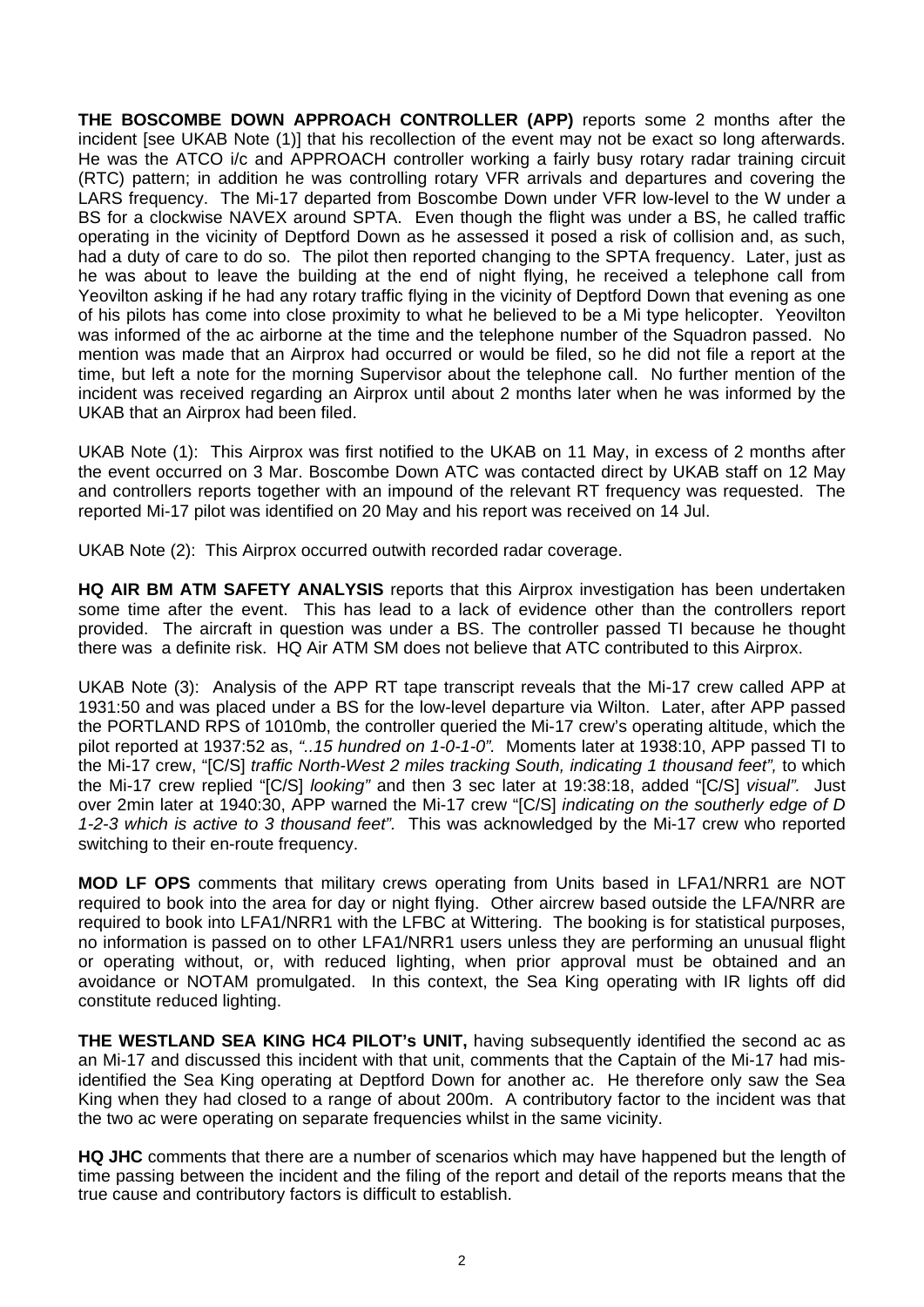**THE BOSCOMBE DOWN APPROACH CONTROLLER (APP)** reports some 2 months after the incident [see UKAB Note (1)] that his recollection of the event may not be exact so long afterwards. He was the ATCO i/c and APPROACH controller working a fairly busy rotary radar training circuit (RTC) pattern; in addition he was controlling rotary VFR arrivals and departures and covering the LARS frequency. The Mi-17 departed from Boscombe Down under VFR low-level to the W under a BS for a clockwise NAVEX around SPTA. Even though the flight was under a BS, he called traffic operating in the vicinity of Deptford Down as he assessed it posed a risk of collision and, as such, had a duty of care to do so. The pilot then reported changing to the SPTA frequency. Later, just as he was about to leave the building at the end of night flying, he received a telephone call from Yeovilton asking if he had any rotary traffic flying in the vicinity of Deptford Down that evening as one of his pilots has come into close proximity to what he believed to be a Mi type helicopter. Yeovilton was informed of the ac airborne at the time and the telephone number of the Squadron passed. No mention was made that an Airprox had occurred or would be filed, so he did not file a report at the time, but left a note for the morning Supervisor about the telephone call. No further mention of the incident was received regarding an Airprox until about 2 months later when he was informed by the UKAB that an Airprox had been filed.

UKAB Note (1): This Airprox was first notified to the UKAB on 11 May, in excess of 2 months after the event occurred on 3 Mar. Boscombe Down ATC was contacted direct by UKAB staff on 12 May and controllers reports together with an impound of the relevant RT frequency was requested. The reported Mi-17 pilot was identified on 20 May and his report was received on 14 Jul.

UKAB Note (2): This Airprox occurred outwith recorded radar coverage.

**HQ AIR BM ATM SAFETY ANALYSIS** reports that this Airprox investigation has been undertaken some time after the event. This has lead to a lack of evidence other than the controllers report provided. The aircraft in question was under a BS. The controller passed TI because he thought there was a definite risk. HQ Air ATM SM does not believe that ATC contributed to this Airprox.

UKAB Note (3): Analysis of the APP RT tape transcript reveals that the Mi-17 crew called APP at 1931:50 and was placed under a BS for the low-level departure via Wilton. Later, after APP passed the PORTLAND RPS of 1010mb, the controller queried the Mi-17 crew's operating altitude, which the pilot reported at 1937:52 as, *"..15 hundred on 1-0-1-0"*. Moments later at 1938:10, APP passed TI to the Mi-17 crew, "[C/S] *traffic North-West 2 miles tracking South, indicating 1 thousand feet",* to which the Mi-17 crew replied "[C/S] *looking"* and then 3 sec later at 19:38:18, added "[C/S] *visual".* Just over 2min later at 1940:30, APP warned the Mi-17 crew "[C/S] *indicating on the southerly edge of D 1-2-3 which is active to 3 thousand feet".* This was acknowledged by the Mi-17 crew who reported switching to their en-route frequency.

**MOD LF OPS** comments that military crews operating from Units based in LFA1/NRR1 are NOT required to book into the area for day or night flying. Other aircrew based outside the LFA/NRR are required to book into LFA1/NRR1 with the LFBC at Wittering. The booking is for statistical purposes, no information is passed on to other LFA1/NRR1 users unless they are performing an unusual flight or operating without, or, with reduced lighting, when prior approval must be obtained and an avoidance or NOTAM promulgated. In this context, the Sea King operating with IR lights off did constitute reduced lighting.

**THE WESTLAND SEA KING HC4 PILOT's UNIT,** having subsequently identified the second ac as an Mi-17 and discussed this incident with that unit, comments that the Captain of the Mi-17 had mis-identified the Sea King operating at Deptford Down for another ac. He therefore only saw the Sea King when they had closed to a range of about 200m. A contributory factor to the incident was that the two ac were operating on separate frequencies whilst in the same vicinity.

**HQ JHC** comments that there are a number of scenarios which may have happened but the length of time passing between the incident and the filing of the report and detail of the reports means that the true cause and contributory factors is difficult to establish.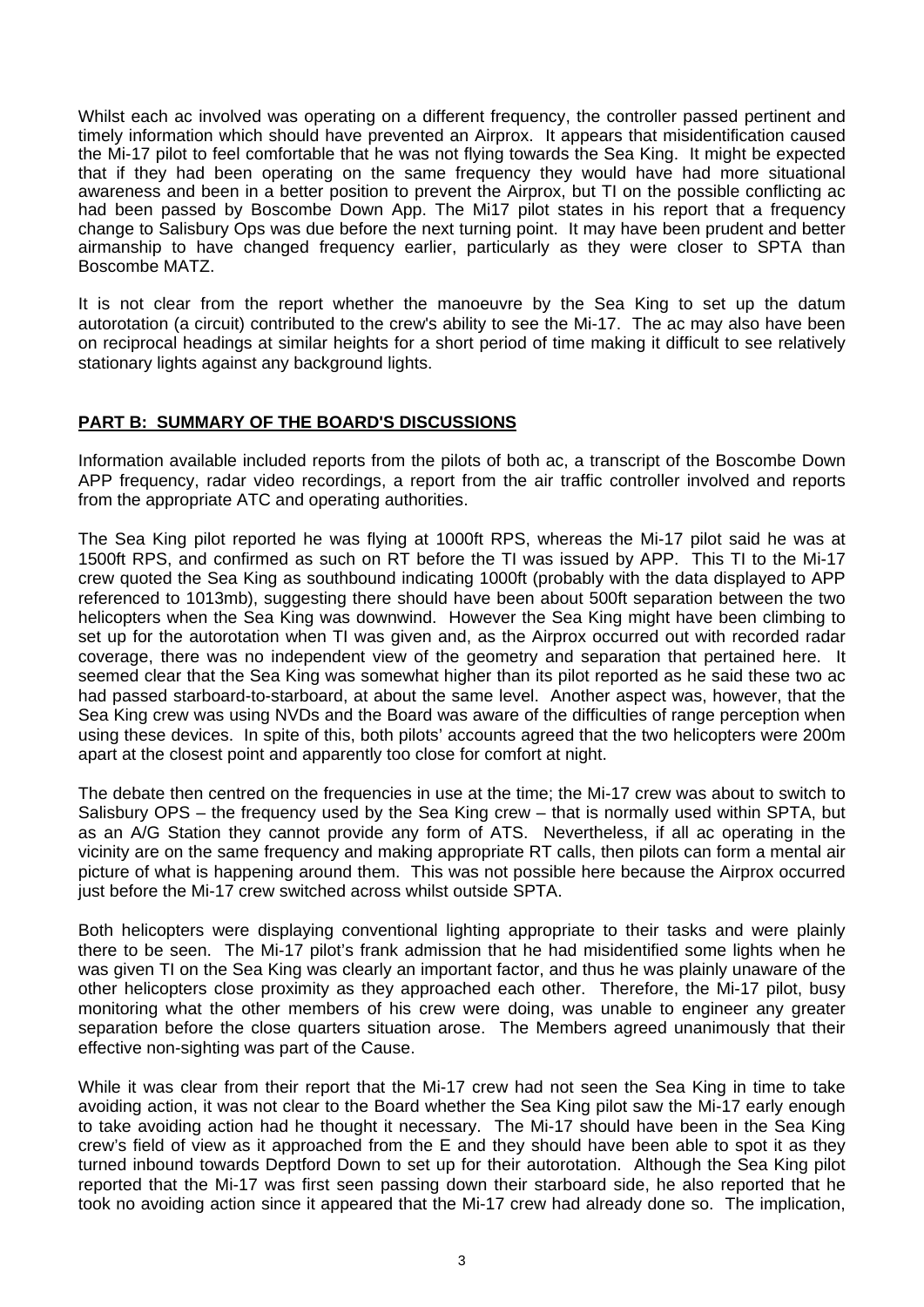Whilst each ac involved was operating on a different frequency, the controller passed pertinent and timely information which should have prevented an Airprox. It appears that misidentification caused the Mi-17 pilot to feel comfortable that he was not flying towards the Sea King. It might be expected that if they had been operating on the same frequency they would have had more situational awareness and been in a better position to prevent the Airprox, but TI on the possible conflicting ac had been passed by Boscombe Down App. The Mi17 pilot states in his report that a frequency change to Salisbury Ops was due before the next turning point. It may have been prudent and better airmanship to have changed frequency earlier, particularly as they were closer to SPTA than Boscombe MATZ.

It is not clear from the report whether the manoeuvre by the Sea King to set up the datum autorotation (a circuit) contributed to the crew's ability to see the Mi-17. The ac may also have been on reciprocal headings at similar heights for a short period of time making it difficult to see relatively stationary lights against any background lights.

## PART B: SUMMARY OF THE BOARD'S DISCUSSIONS

Information available included reports from the pilots of both ac, a transcript of the Boscombe Down APP frequency, radar video recordings, a report from the air traffic controller involved and reports from the appropriate ATC and operating authorities.

The Sea King pilot reported he was flying at 1000ft RPS, whereas the Mi-17 pilot said he was at 1500ft RPS, and confirmed as such on RT before the TI was issued by APP. This TI to the Mi-17 crew quoted the Sea King as southbound indicating 1000ft (probably with the data displayed to APP referenced to 1013mb), suggesting there should have been about 500ft separation between the two helicopters when the Sea King was downwind. However the Sea King might have been climbing to set up for the autorotation when TI was given and, as the Airprox occurred out with recorded radar coverage, there was no independent view of the geometry and separation that pertained here. It seemed clear that the Sea King was somewhat higher than its pilot reported as he said these two ac had passed starboard-to-starboard, at about the same level. Another aspect was, however, that the Sea King crew was using NVDs and the Board was aware of the difficulties of range perception when using these devices. In spite of this, both pilots' accounts agreed that the two helicopters were 200m apart at the closest point and apparently too close for comfort at night.

The debate then centred on the frequencies in use at the time; the Mi-17 crew was about to switch to Salisbury OPS – the frequency used by the Sea King crew – that is normally used within SPTA, but as an A/G Station they cannot provide any form of ATS. Nevertheless, if all ac operating in the vicinity are on the same frequency and making appropriate RT calls, then pilots can form a mental air picture of what is happening around them. This was not possible here because the Airprox occurred just before the Mi-17 crew switched across whilst outside SPTA.

Both helicopters were displaying conventional lighting appropriate to their tasks and were plainly there to be seen. The Mi-17 pilot's frank admission that he had misidentified some lights when he was given TI on the Sea King was clearly an important factor, and thus he was plainly unaware of the other helicopters close proximity as they approached each other. Therefore, the Mi-17 pilot, busy monitoring what the other members of his crew were doing, was unable to engineer any greater separation before the close quarters situation arose. The Members agreed unanimously that their effective non-sighting was part of the Cause.

While it was clear from their report that the Mi-17 crew had not seen the Sea King in time to take avoiding action, it was not clear to the Board whether the Sea King pilot saw the Mi-17 early enough to take avoiding action had he thought it necessary. The Mi-17 should have been in the Sea King crew's field of view as it approached from the E and they should have been able to spot it as they turned inbound towards Deptford Down to set up for their autorotation. Although the Sea King pilot reported that the Mi-17 was first seen passing down their starboard side, he also reported that he took no avoiding action since it appeared that the Mi-17 crew had already done so. The implication,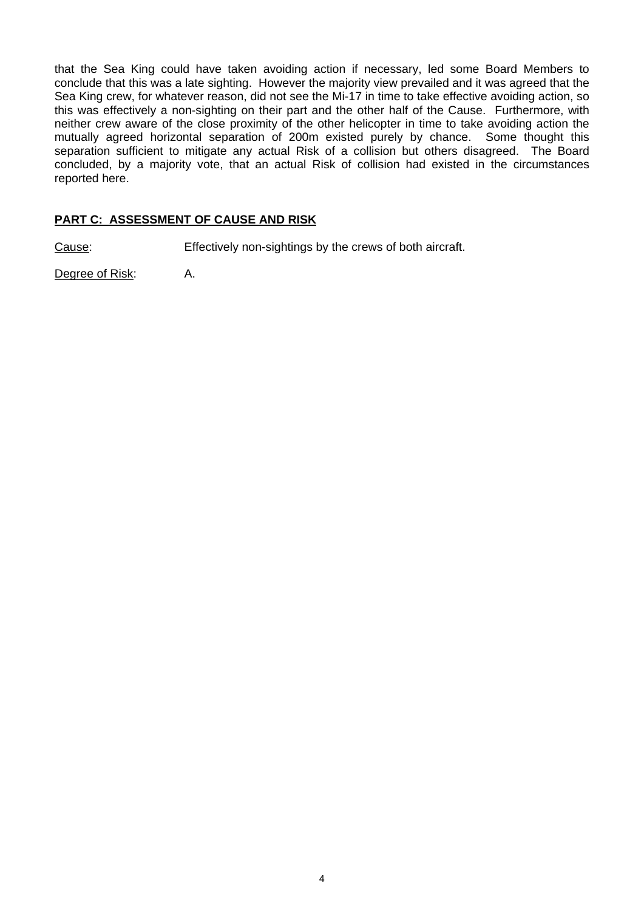that the Sea King could have taken avoiding action if necessary, led some Board Members to conclude that this was a late sighting. However the majority view prevailed and it was agreed that the Sea King crew, for whatever reason, did not see the Mi-17 in time to take effective avoiding action, so this was effectively a non-sighting on their part and the other half of the Cause. Furthermore, with neither crew aware of the close proximity of the other helicopter in time to take avoiding action the mutually agreed horizontal separation of 200m existed purely by chance. Some thought this separation sufficient to mitigate any actual Risk of a collision but others disagreed. The Board concluded, by a majority vote, that an actual Risk of collision had existed in the circumstances reported here.

## PART C: ASSESSMENT OF CAUSE AND RISK

Cause: Effectively non-sightings by the crews of both aircraft.

Degree of Risk: A.